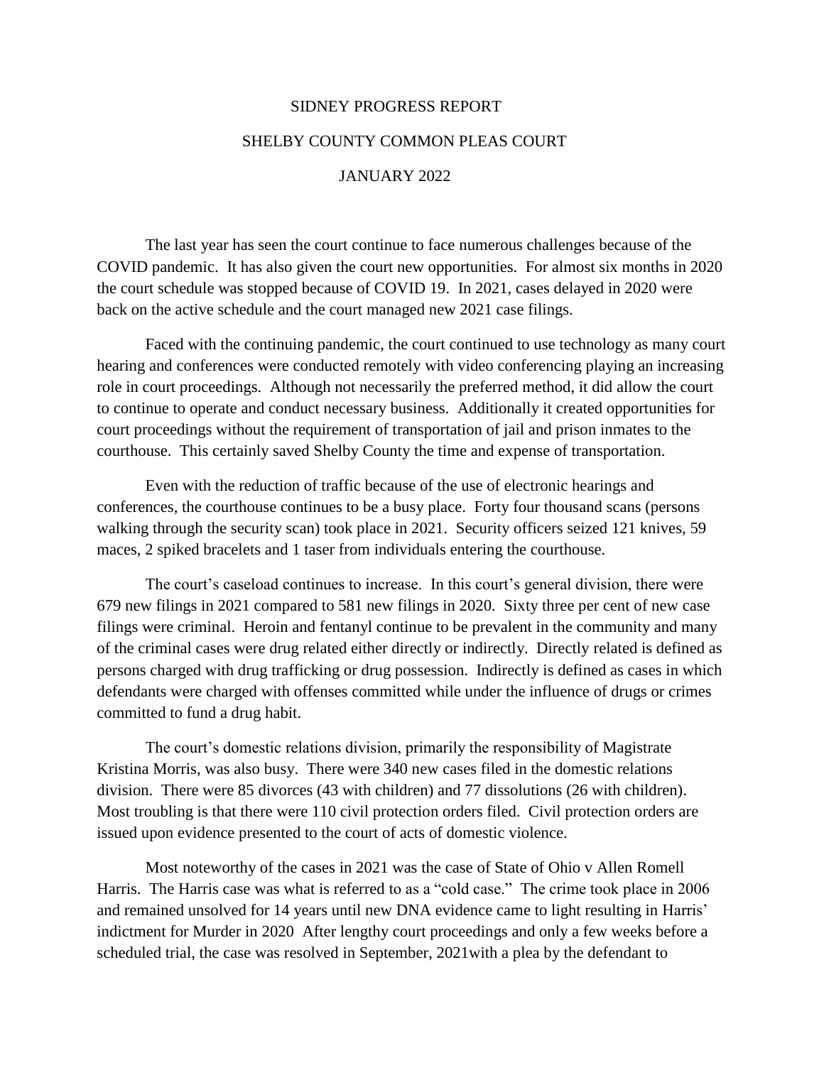# SIDNEY PROGRESS REPORT

## SHELBY COUNTY COMMON PLEAS COURT

### JANUARY 2022

The last year has seen the court continue to face numerous challenges because of the COVID pandemic. It has also given the court new opportunities. For almost six months in 2020 the court schedule was stopped because of COVID 19. In 2021, cases delayed in 2020 were back on the active schedule and the court managed new 2021 case filings.

Faced with the continuing pandemic, the court continued to use technology as many court hearing and conferences were conducted remotely with video conferencing playing an increasing role in court proceedings. Although not necessarily the preferred method, it did allow the court to continue to operate and conduct necessary business. Additionally it created opportunities for court proceedings without the requirement of transportation of jail and prison inmates to the courthouse. This certainly saved Shelby County the time and expense of transportation.

Even with the reduction of traffic because of the use of electronic hearings and conferences, the courthouse continues to be a busy place. Forty four thousand scans (persons walking through the security scan) took place in 2021. Security officers seized 121 knives, 59 maces, 2 spiked bracelets and 1 taser from individuals entering the courthouse.

The court's caseload continues to increase. In this court's general division, there were 679 new filings in 2021 compared to 581 new filings in 2020. Sixty three per cent of new case filings were criminal. Heroin and fentanyl continue to be prevalent in the community and many of the criminal cases were drug related either directly or indirectly. Directly related is defined as persons charged with drug trafficking or drug possession. Indirectly is defined as cases in which defendants were charged with offenses committed while under the influence of drugs or crimes committed to fund a drug habit.

The court's domestic relations division, primarily the responsibility of Magistrate Kristina Morris, was also busy. There were 340 new cases filed in the domestic relations division. There were 85 divorces (43 with children) and 77 dissolutions (26 with children). Most troubling is that there were 110 civil protection orders filed. Civil protection orders are issued upon evidence presented to the court of acts of domestic violence.

Most noteworthy of the cases in 2021 was the case of State of Ohio v Allen Romell Harris. The Harris case was what is referred to as a "cold case." The crime took place in 2006 and remained unsolved for 14 years until new DNA evidence came to light resulting in Harris' indictment for Murder in 2020 After lengthy court proceedings and only a few weeks before a scheduled trial, the case was resolved in September, 2021with a plea by the defendant to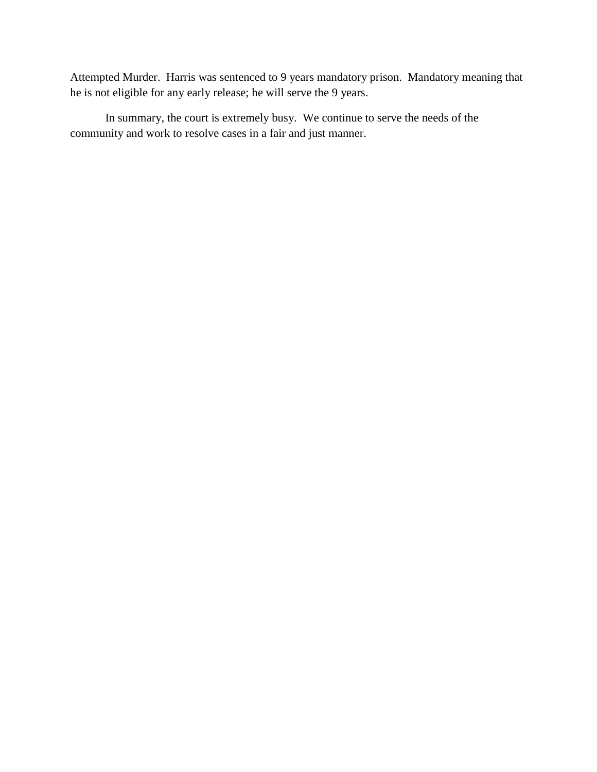Attempted Murder. Harris was sentenced to 9 years mandatory prison. Mandatory meaning that he is not eligible for any early release; he will serve the 9 years.

In summary, the court is extremely busy. We continue to serve the needs of the community and work to resolve cases in a fair and just manner.